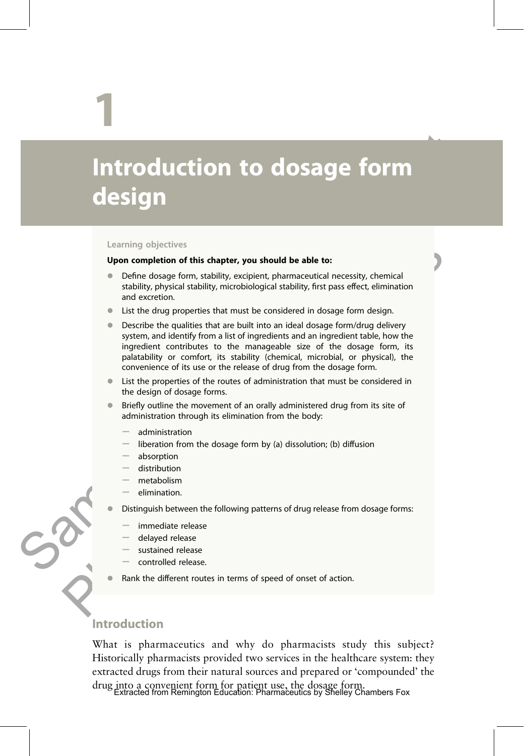# 1

# Introduction to dosage form design

**Learning objectives**

**Upon completion of this chapter, you should be able to:**

- Define dosage form, stability, excipient, pharmaceutical necessity, chemical stability, physical stability, microbiological stability, first pass effect, elimination and excretion.
- List the drug properties that must be considered in dosage form design.
- Describe the qualities that are built into an ideal dosage form/drug delivery system, and identify from a list of ingredients and an ingredient table, how the ingredient contributes to the manageable size of the dosage form, its palatability or comfort, its stability (chemical, microbial, or physical), the convenience of its use or the release of drug from the dosage form.
- List the properties of the routes of administration that must be considered in the design of dosage forms.
- Briefly outline the movement of an orally administered drug from its site of administration through its elimination from the body:
  - administration
  - liberation from the dosage form by (a) dissolution; (b) diffusion
  - absorption
  - distribution
  - metabolism
  - elimination.
- Distinguish between the following patterns of drug release from dosage forms:
  - immediate release
  - delayed release
  - sustained release
  - controlled release.
- Rank the different routes in terms of speed of onset of action.

## Introduction

What is pharmaceutics and why do pharmacists study this subject? Historically pharmacists provided two services in the healthcare system: they extracted drugs from their natural sources and prepared or 'compounded' the drug into a convenient form for patient use, the dosage form.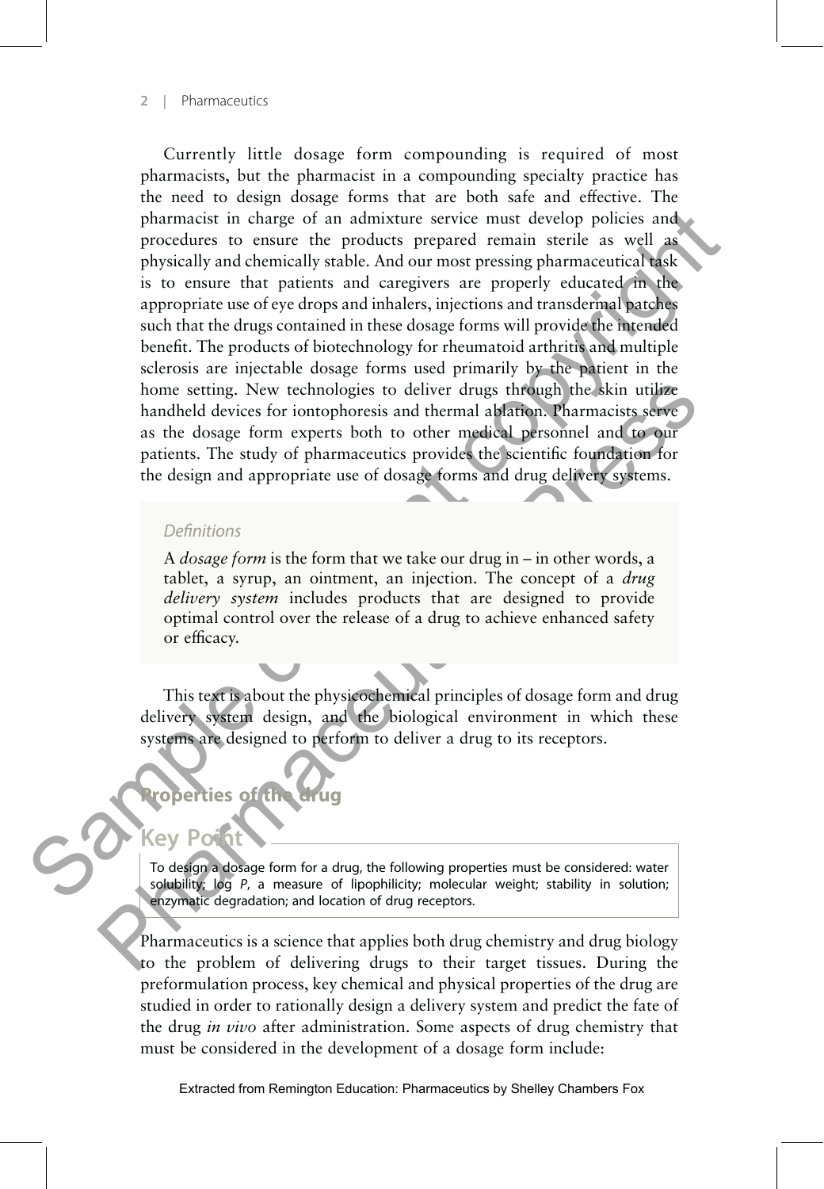Currently little dosage form compounding is required of most pharmacists, but the pharmacist in a compounding specialty practice has the need to design dosage forms that are both safe and effective. The pharmacist in charge of an admixture service must develop policies and procedures to ensure the products prepared remain sterile as well as physically and chemically stable. And our most pressing pharmaceutical task is to ensure that patients and caregivers are properly educated in the appropriate use of eye drops and inhalers, injections and transdermal patches such that the drugs contained in these dosage forms will provide the intended benefit. The products of biotechnology for rheumatoid arthritis and multiple sclerosis are injectable dosage forms used primarily by the patient in the home setting. New technologies to deliver drugs through the skin utilize handheld devices for iontophoresis and thermal ablation. Pharmacists serve as the dosage form experts both to other medical personnel and to our patients. The study of pharmaceutics provides the scientific foundation for the design and appropriate use of dosage forms and drug delivery systems.

> *Definitions*
>
> A *dosage form* is the form that we take our drug in – in other words, a tablet, a syrup, an ointment, an injection. The concept of a *drug delivery system* includes products that are designed to provide optimal control over the release of a drug to achieve enhanced safety or efficacy.

This text is about the physicochemical principles of dosage form and drug delivery system design, and the biological environment in which these systems are designed to perform to deliver a drug to its receptors.

## Properties of the drug

### Key Point

> To design a dosage form for a drug, the following properties must be considered: water solubility; log *P*, a measure of lipophilicity; molecular weight; stability in solution; enzymatic degradation; and location of drug receptors.

Pharmaceutics is a science that applies both drug chemistry and drug biology to the problem of delivering drugs to their target tissues. During the preformulation process, key chemical and physical properties of the drug are studied in order to rationally design a delivery system and predict the fate of the drug *in vivo* after administration. Some aspects of drug chemistry that must be considered in the development of a dosage form include: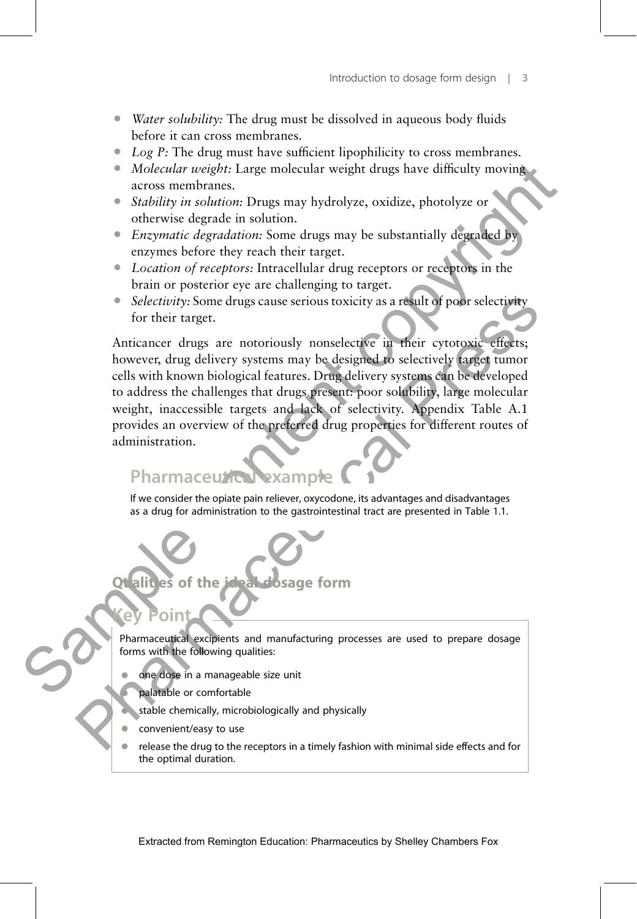- *Water solubility:* The drug must be dissolved in aqueous body fluids before it can cross membranes.
- *Log P:* The drug must have sufficient lipophilicity to cross membranes.
- *Molecular weight:* Large molecular weight drugs have difficulty moving across membranes.
- *Stability in solution:* Drugs may hydrolyze, oxidize, photolyze or otherwise degrade in solution.
- *Enzymatic degradation:* Some drugs may be substantially degraded by enzymes before they reach their target.
- *Location of receptors:* Intracellular drug receptors or receptors in the brain or posterior eye are challenging to target.
- *Selectivity:* Some drugs cause serious toxicity as a result of poor selectivity for their target.

Anticancer drugs are notoriously nonselective in their cytotoxic effects; however, drug delivery systems may be designed to selectively target tumor cells with known biological features. Drug delivery systems can be developed to address the challenges that drugs present: poor solubility, large molecular weight, inaccessible targets and lack of selectivity. Appendix Table A.1 provides an overview of the preferred drug properties for different routes of administration.

### Pharmaceutical example

If we consider the opiate pain reliever, oxycodone, its advantages and disadvantages as a drug for administration to the gastrointestinal tract are presented in Table 1.1.

## Qualities of the ideal dosage form

### Key Point

Pharmaceutical excipients and manufacturing processes are used to prepare dosage forms with the following qualities:

- one dose in a manageable size unit
- palatable or comfortable
- stable chemically, microbiologically and physically
- convenient/easy to use
- release the drug to the receptors in a timely fashion with minimal side effects and for the optimal duration.

Extracted from Remington Education: Pharmaceutics by Shelley Chambers Fox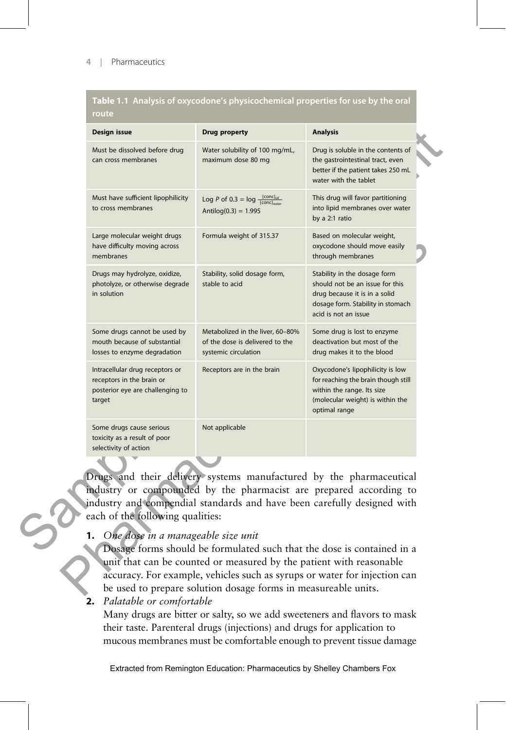**Table 1.1 Analysis of oxycodone's physicochemical properties for use by the oral route**

| Design issue | Drug property | Analysis |
|---|---|---|
| Must be dissolved before drug can cross membranes | Water solubility of 100 mg/mL, maximum dose 80 mg | Drug is soluble in the contents of the gastrointestinal tract, even better if the patient takes 250 mL water with the tablet |
| Must have sufficient lipophilicity to cross membranes | Log *P* of 0.3 = $\log \frac{[\text{conc}]_{\text{oil}}}{[\text{conc}]_{\text{water}}}$ Antilog(0.3) = 1.995 | This drug will favor partitioning into lipid membranes over water by a 2:1 ratio |
| Large molecular weight drugs have difficulty moving across membranes | Formula weight of 315.37 | Based on molecular weight, oxycodone should move easily through membranes |
| Drugs may hydrolyze, oxidize, photolyze, or otherwise degrade in solution | Stability, solid dosage form, stable to acid | Stability in the dosage form should not be an issue for this drug because it is in a solid dosage form. Stability in stomach acid is not an issue |
| Some drugs cannot be used by mouth because of substantial losses to enzyme degradation | Metabolized in the liver, 60–80% of the dose is delivered to the systemic circulation | Some drug is lost to enzyme deactivation but most of the drug makes it to the blood |
| Intracellular drug receptors or receptors in the brain or posterior eye are challenging to target | Receptors are in the brain | Oxycodone's lipophilicity is low for reaching the brain though still within the range. Its size (molecular weight) is within the optimal range |
| Some drugs cause serious toxicity as a result of poor selectivity of action | Not applicable | |

Drugs and their delivery systems manufactured by the pharmaceutical industry or compounded by the pharmacist are prepared according to industry and compendial standards and have been carefully designed with each of the following qualities:

1. *One dose in a manageable size unit*
   Dosage forms should be formulated such that the dose is contained in a unit that can be counted or measured by the patient with reasonable accuracy. For example, vehicles such as syrups or water for injection can be used to prepare solution dosage forms in measureable units.
2. *Palatable or comfortable*
   Many drugs are bitter or salty, so we add sweeteners and flavors to mask their taste. Parenteral drugs (injections) and drugs for application to mucous membranes must be comfortable enough to prevent tissue damage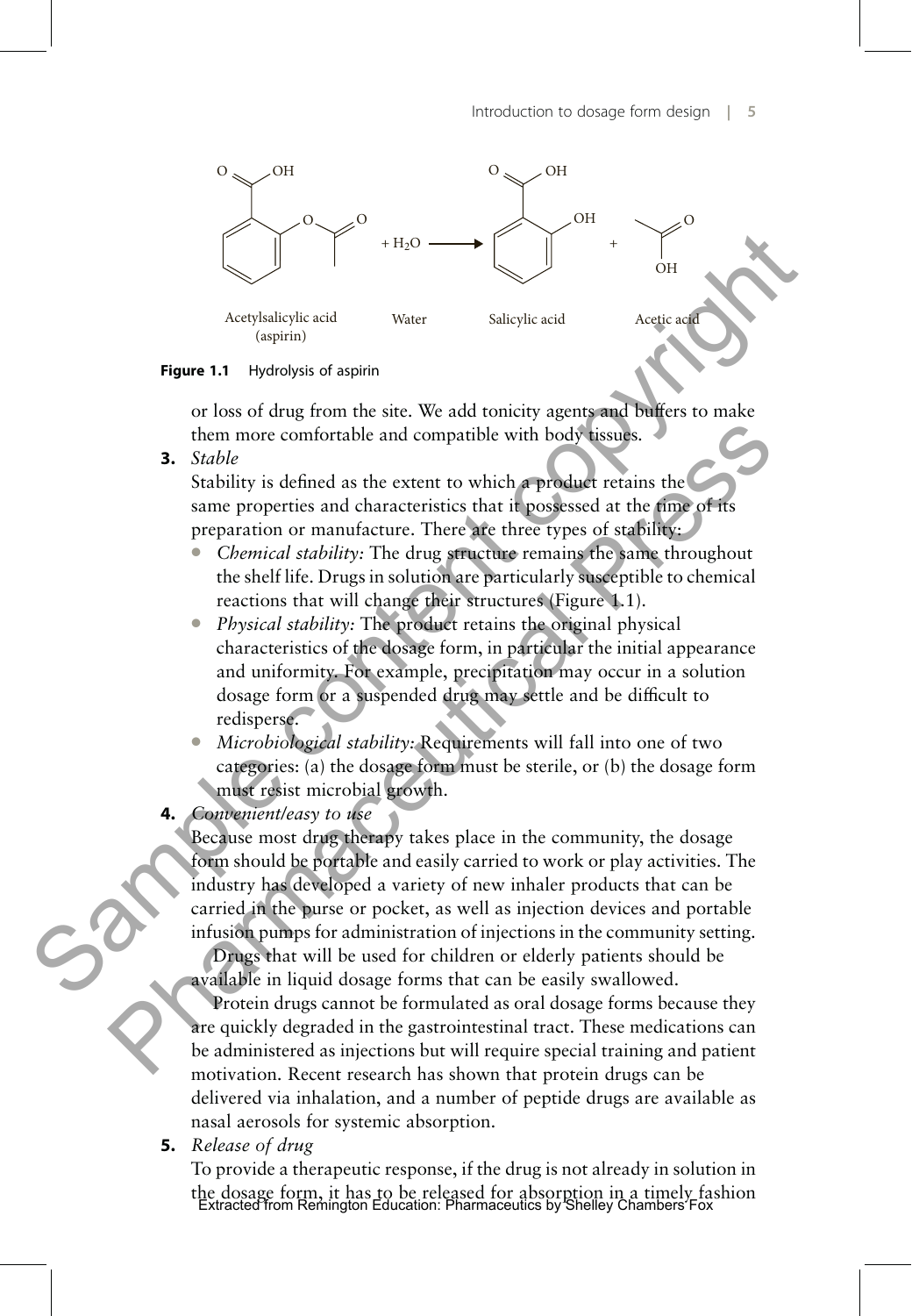Acetylsalicylic acid (aspirin) + $H_2O$ → Salicylic acid + Acetic acid

Acetylsalicylic acid (aspirin)    Water    Salicylic acid    Acetic acid

**Figure 1.1** Hydrolysis of aspirin

or loss of drug from the site. We add tonicity agents and buffers to make them more comfortable and compatible with body tissues.

**3.** *Stable*

Stability is defined as the extent to which a product retains the same properties and characteristics that it possessed at the time of its preparation or manufacture. There are three types of stability:

- *Chemical stability:* The drug structure remains the same throughout the shelf life. Drugs in solution are particularly susceptible to chemical reactions that will change their structures (Figure 1.1).
- *Physical stability:* The product retains the original physical characteristics of the dosage form, in particular the initial appearance and uniformity. For example, precipitation may occur in a solution dosage form or a suspended drug may settle and be difficult to redisperse.
- *Microbiological stability:* Requirements will fall into one of two categories: (a) the dosage form must be sterile, or (b) the dosage form must resist microbial growth.

**4.** *Convenient/easy to use*

Because most drug therapy takes place in the community, the dosage form should be portable and easily carried to work or play activities. The industry has developed a variety of new inhaler products that can be carried in the purse or pocket, as well as injection devices and portable infusion pumps for administration of injections in the community setting.

Drugs that will be used for children or elderly patients should be available in liquid dosage forms that can be easily swallowed.

Protein drugs cannot be formulated as oral dosage forms because they are quickly degraded in the gastrointestinal tract. These medications can be administered as injections but will require special training and patient motivation. Recent research has shown that protein drugs can be delivered via inhalation, and a number of peptide drugs are available as nasal aerosols for systemic absorption.

**5.** *Release of drug*

To provide a therapeutic response, if the drug is not already in solution in the dosage form, it has to be released for absorption in a timely fashion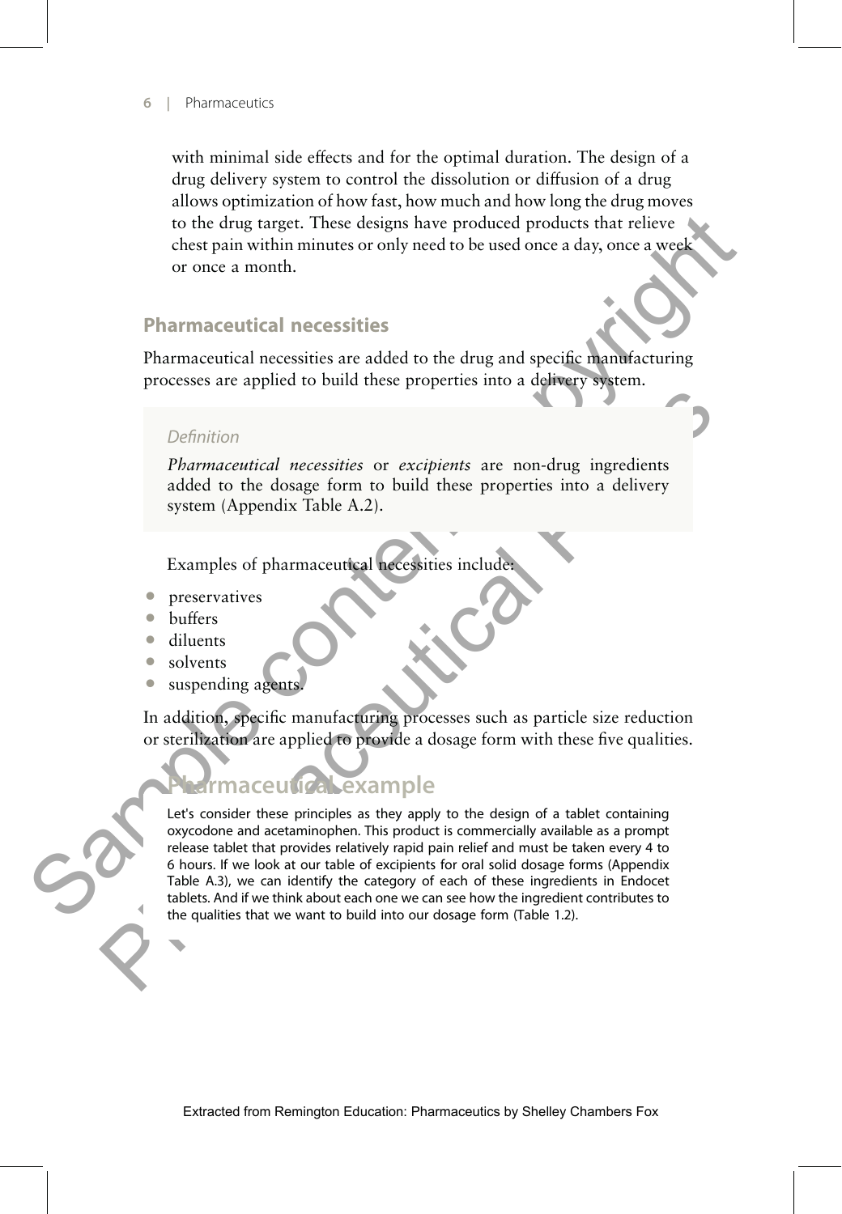with minimal side effects and for the optimal duration. The design of a drug delivery system to control the dissolution or diffusion of a drug allows optimization of how fast, how much and how long the drug moves to the drug target. These designs have produced products that relieve chest pain within minutes or only need to be used once a day, once a week or once a month.

## Pharmaceutical necessities

Pharmaceutical necessities are added to the drug and specific manufacturing processes are applied to build these properties into a delivery system.

> *Definition*
>
> *Pharmaceutical necessities* or *excipients* are non-drug ingredients added to the dosage form to build these properties into a delivery system (Appendix Table A.2).

Examples of pharmaceutical necessities include:

- preservatives
- buffers
- diluents
- solvents
- suspending agents.

In addition, specific manufacturing processes such as particle size reduction or sterilization are applied to provide a dosage form with these five qualities.

### Pharmaceutical example

Let's consider these principles as they apply to the design of a tablet containing oxycodone and acetaminophen. This product is commercially available as a prompt release tablet that provides relatively rapid pain relief and must be taken every 4 to 6 hours. If we look at our table of excipients for oral solid dosage forms (Appendix Table A.3), we can identify the category of each of these ingredients in Endocet tablets. And if we think about each one we can see how the ingredient contributes to the qualities that we want to build into our dosage form (Table 1.2).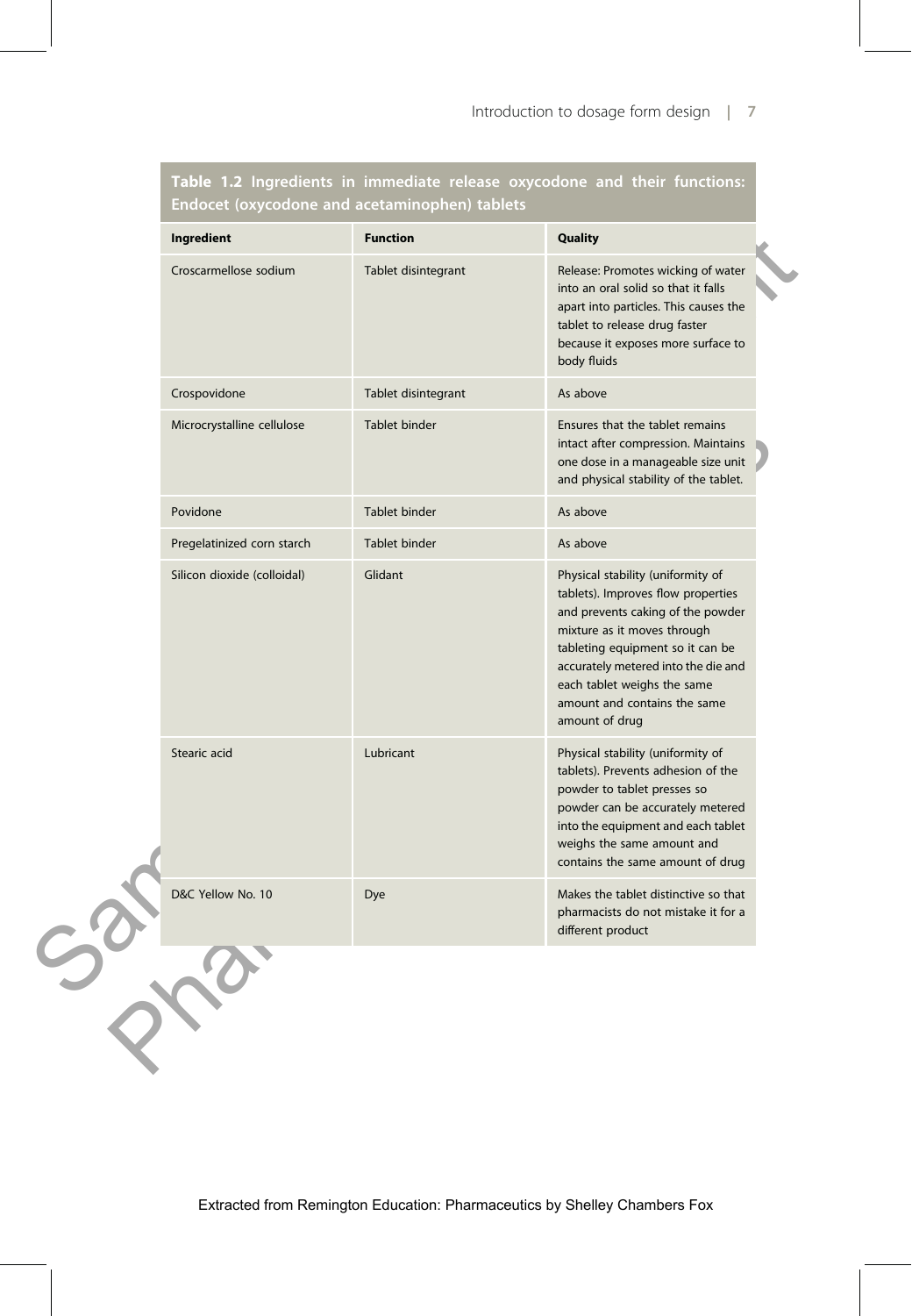**Table 1.2 Ingredients in immediate release oxycodone and their functions: Endocet (oxycodone and acetaminophen) tablets**

| Ingredient | Function | Quality |
|---|---|---|
| Croscarmellose sodium | Tablet disintegrant | Release: Promotes wicking of water into an oral solid so that it falls apart into particles. This causes the tablet to release drug faster because it exposes more surface to body fluids |
| Crospovidone | Tablet disintegrant | As above |
| Microcrystalline cellulose | Tablet binder | Ensures that the tablet remains intact after compression. Maintains one dose in a manageable size unit and physical stability of the tablet. |
| Povidone | Tablet binder | As above |
| Pregelatinized corn starch | Tablet binder | As above |
| Silicon dioxide (colloidal) | Glidant | Physical stability (uniformity of tablets). Improves flow properties and prevents caking of the powder mixture as it moves through tableting equipment so it can be accurately metered into the die and each tablet weighs the same amount and contains the same amount of drug |
| Stearic acid | Lubricant | Physical stability (uniformity of tablets). Prevents adhesion of the powder to tablet presses so powder can be accurately metered into the equipment and each tablet weighs the same amount and contains the same amount of drug |
| D&C Yellow No. 10 | Dye | Makes the tablet distinctive so that pharmacists do not mistake it for a different product |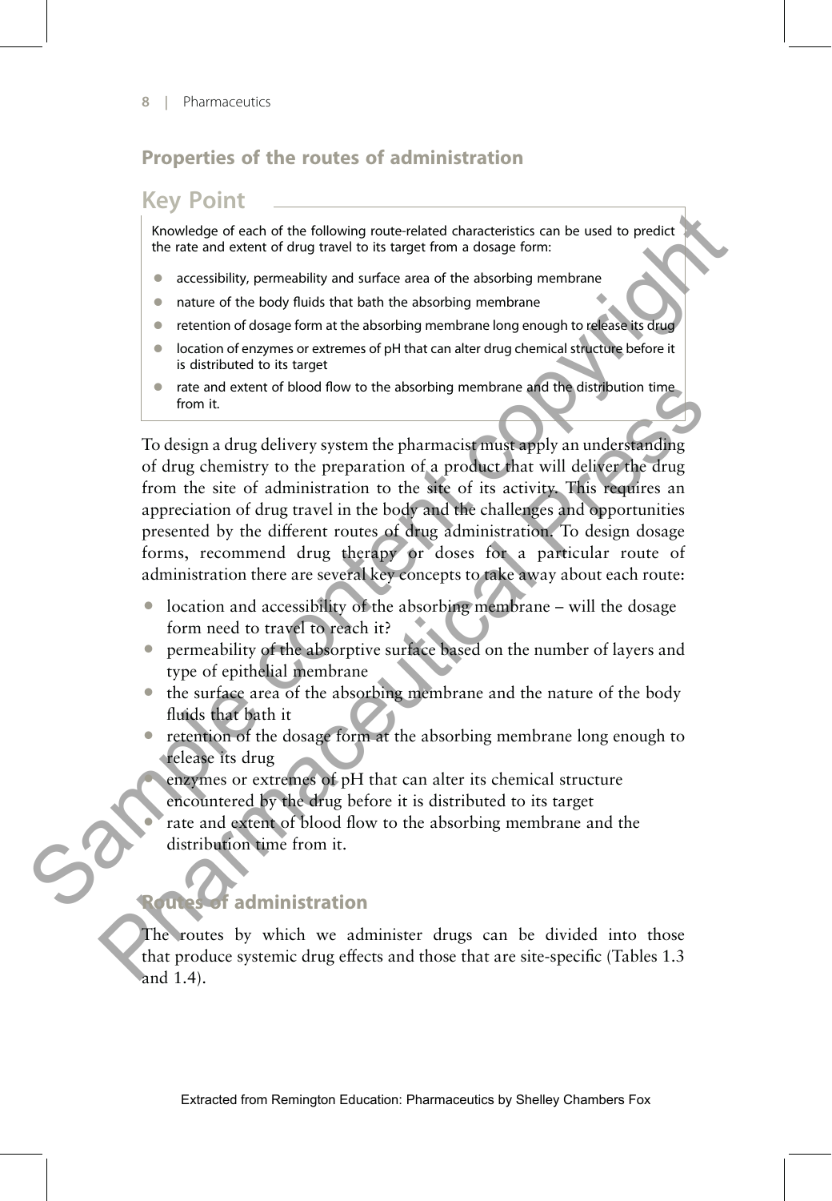## Properties of the routes of administration

### Key Point

Knowledge of each of the following route-related characteristics can be used to predict the rate and extent of drug travel to its target from a dosage form:

- accessibility, permeability and surface area of the absorbing membrane
- nature of the body fluids that bath the absorbing membrane
- retention of dosage form at the absorbing membrane long enough to release its drug
- location of enzymes or extremes of pH that can alter drug chemical structure before it is distributed to its target
- rate and extent of blood flow to the absorbing membrane and the distribution time from it.

To design a drug delivery system the pharmacist must apply an understanding of drug chemistry to the preparation of a product that will deliver the drug from the site of administration to the site of its activity. This requires an appreciation of drug travel in the body and the challenges and opportunities presented by the different routes of drug administration. To design dosage forms, recommend drug therapy or doses for a particular route of administration there are several key concepts to take away about each route:

- location and accessibility of the absorbing membrane – will the dosage form need to travel to reach it?
- permeability of the absorptive surface based on the number of layers and type of epithelial membrane
- the surface area of the absorbing membrane and the nature of the body fluids that bath it
- retention of the dosage form at the absorbing membrane long enough to release its drug
- enzymes or extremes of pH that can alter its chemical structure encountered by the drug before it is distributed to its target
- rate and extent of blood flow to the absorbing membrane and the distribution time from it.

## Routes of administration

The routes by which we administer drugs can be divided into those that produce systemic drug effects and those that are site-specific (Tables 1.3 and 1.4).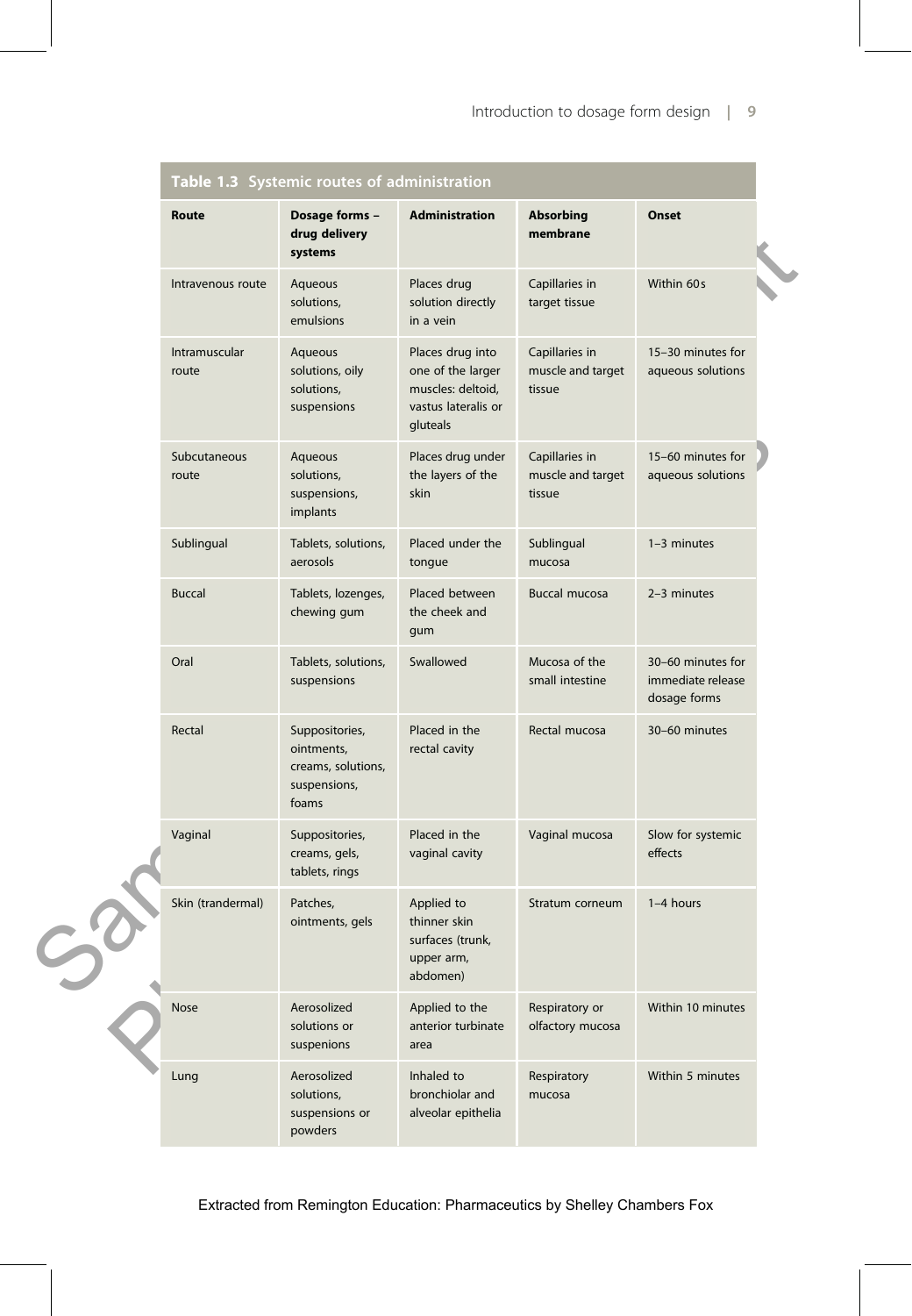**Table 1.3 Systemic routes of administration**

| Route | Dosage forms – drug delivery systems | Administration | Absorbing membrane | Onset |
|---|---|---|---|---|
| Intravenous route | Aqueous solutions, emulsions | Places drug solution directly in a vein | Capillaries in target tissue | Within 60 s |
| Intramuscular route | Aqueous solutions, oily solutions, suspensions | Places drug into one of the larger muscles: deltoid, vastus lateralis or gluteals | Capillaries in muscle and target tissue | 15–30 minutes for aqueous solutions |
| Subcutaneous route | Aqueous solutions, suspensions, implants | Places drug under the layers of the skin | Capillaries in muscle and target tissue | 15–60 minutes for aqueous solutions |
| Sublingual | Tablets, solutions, aerosols | Placed under the tongue | Sublingual mucosa | 1–3 minutes |
| Buccal | Tablets, lozenges, chewing gum | Placed between the cheek and gum | Buccal mucosa | 2–3 minutes |
| Oral | Tablets, solutions, suspensions | Swallowed | Mucosa of the small intestine | 30–60 minutes for immediate release dosage forms |
| Rectal | Suppositories, ointments, creams, solutions, suspensions, foams | Placed in the rectal cavity | Rectal mucosa | 30–60 minutes |
| Vaginal | Suppositories, creams, gels, tablets, rings | Placed in the vaginal cavity | Vaginal mucosa | Slow for systemic effects |
| Skin (trandermal) | Patches, ointments, gels | Applied to thinner skin surfaces (trunk, upper arm, abdomen) | Stratum corneum | 1–4 hours |
| Nose | Aerosolized solutions or suspenions | Applied to the anterior turbinate area | Respiratory or olfactory mucosa | Within 10 minutes |
| Lung | Aerosolized solutions, suspensions or powders | Inhaled to bronchiolar and alveolar epithelia | Respiratory mucosa | Within 5 minutes |

Extracted from Remington Education: Pharmaceutics by Shelley Chambers Fox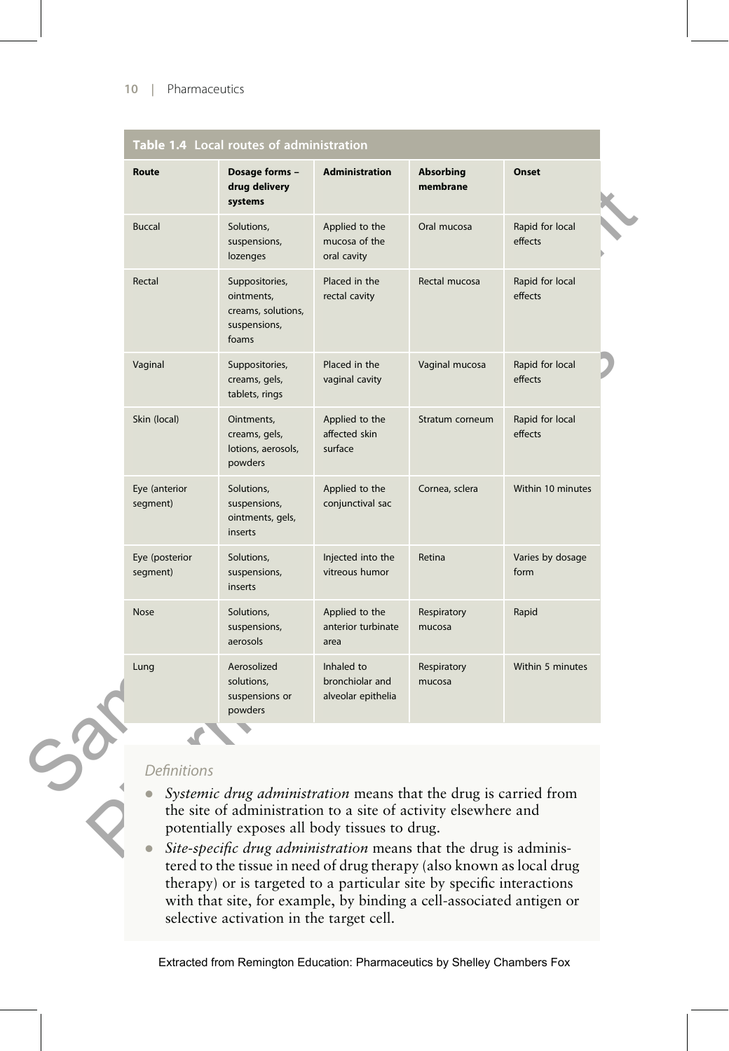**Table 1.4 Local routes of administration**

| Route | Dosage forms – drug delivery systems | Administration | Absorbing membrane | Onset |
|---|---|---|---|---|
| Buccal | Solutions, suspensions, lozenges | Applied to the mucosa of the oral cavity | Oral mucosa | Rapid for local effects |
| Rectal | Suppositories, ointments, creams, solutions, suspensions, foams | Placed in the rectal cavity | Rectal mucosa | Rapid for local effects |
| Vaginal | Suppositories, creams, gels, tablets, rings | Placed in the vaginal cavity | Vaginal mucosa | Rapid for local effects |
| Skin (local) | Ointments, creams, gels, lotions, aerosols, powders | Applied to the affected skin surface | Stratum corneum | Rapid for local effects |
| Eye (anterior segment) | Solutions, suspensions, ointments, gels, inserts | Applied to the conjunctival sac | Cornea, sclera | Within 10 minutes |
| Eye (posterior segment) | Solutions, suspensions, inserts | Injected into the vitreous humor | Retina | Varies by dosage form |
| Nose | Solutions, suspensions, aerosols | Applied to the anterior turbinate area | Respiratory mucosa | Rapid |
| Lung | Aerosolized solutions, suspensions or powders | Inhaled to bronchiolar and alveolar epithelia | Respiratory mucosa | Within 5 minutes |

*Definitions*

- *Systemic drug administration* means that the drug is carried from the site of administration to a site of activity elsewhere and potentially exposes all body tissues to drug.
- *Site-specific drug administration* means that the drug is administered to the tissue in need of drug therapy (also known as local drug therapy) or is targeted to a particular site by specific interactions with that site, for example, by binding a cell-associated antigen or selective activation in the target cell.

Extracted from Remington Education: Pharmaceutics by Shelley Chambers Fox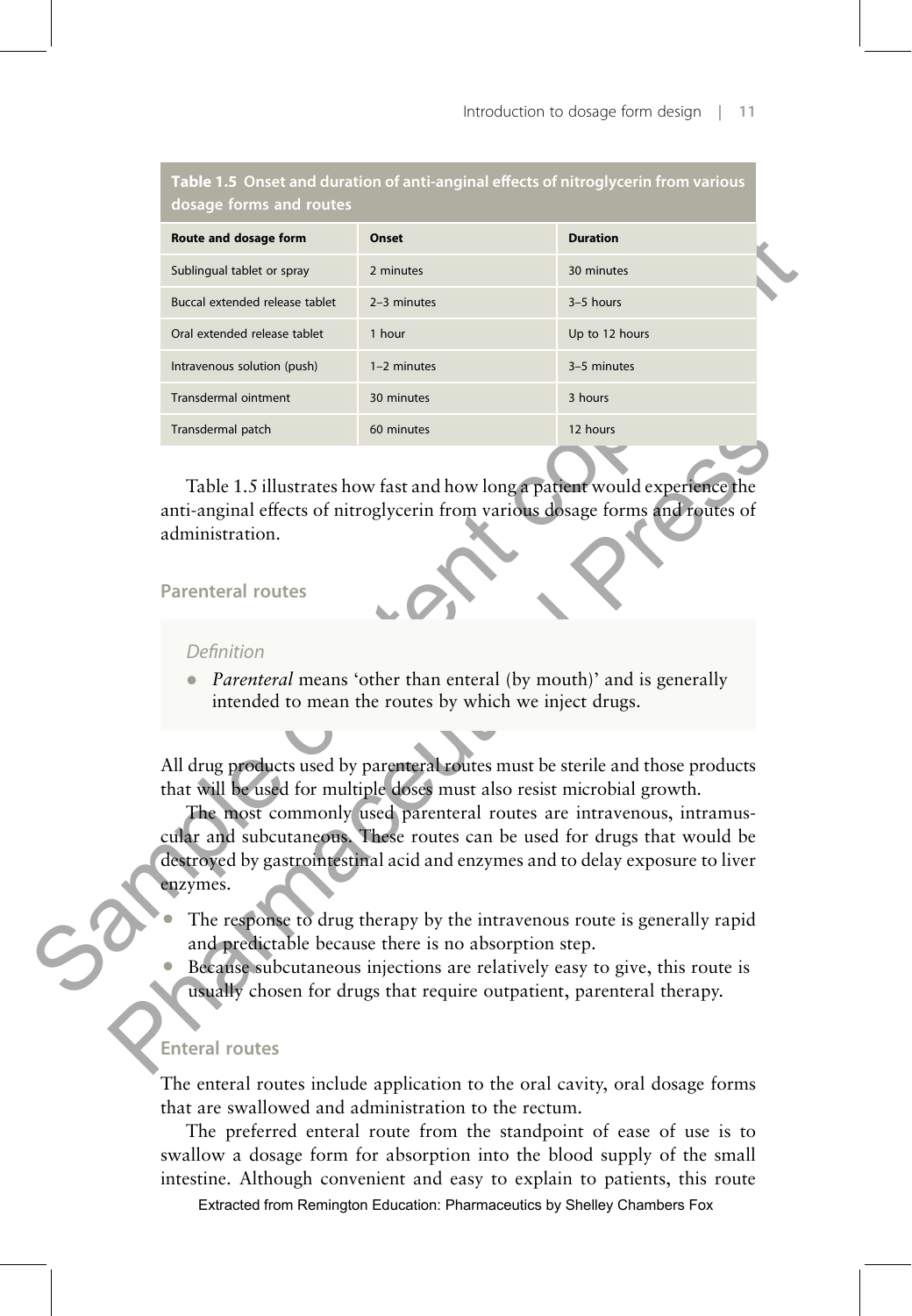**Table 1.5 Onset and duration of anti-anginal effects of nitroglycerin from various dosage forms and routes**

| Route and dosage form | Onset | Duration |
|---|---|---|
| Sublingual tablet or spray | 2 minutes | 30 minutes |
| Buccal extended release tablet | 2–3 minutes | 3–5 hours |
| Oral extended release tablet | 1 hour | Up to 12 hours |
| Intravenous solution (push) | 1–2 minutes | 3–5 minutes |
| Transdermal ointment | 30 minutes | 3 hours |
| Transdermal patch | 60 minutes | 12 hours |

Table 1.5 illustrates how fast and how long a patient would experience the anti-anginal effects of nitroglycerin from various dosage forms and routes of administration.

## Parenteral routes

> *Definition*
>
> - *Parenteral* means 'other than enteral (by mouth)' and is generally intended to mean the routes by which we inject drugs.

All drug products used by parenteral routes must be sterile and those products that will be used for multiple doses must also resist microbial growth.

The most commonly used parenteral routes are intravenous, intramuscular and subcutaneous. These routes can be used for drugs that would be destroyed by gastrointestinal acid and enzymes and to delay exposure to liver enzymes.

- The response to drug therapy by the intravenous route is generally rapid and predictable because there is no absorption step.
- Because subcutaneous injections are relatively easy to give, this route is usually chosen for drugs that require outpatient, parenteral therapy.

## Enteral routes

The enteral routes include application to the oral cavity, oral dosage forms that are swallowed and administration to the rectum.

The preferred enteral route from the standpoint of ease of use is to swallow a dosage form for absorption into the blood supply of the small intestine. Although convenient and easy to explain to patients, this route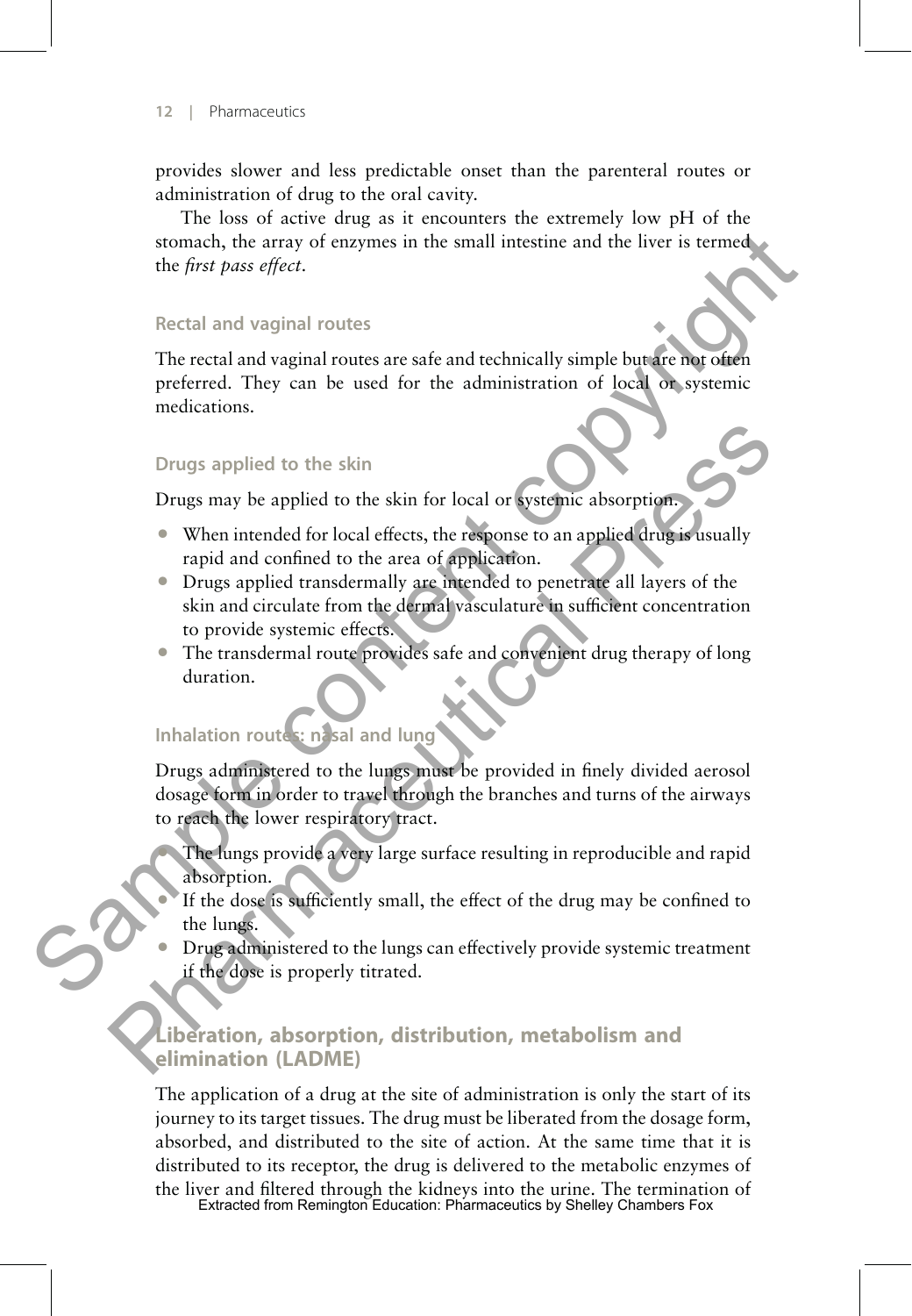provides slower and less predictable onset than the parenteral routes or administration of drug to the oral cavity.

The loss of active drug as it encounters the extremely low pH of the stomach, the array of enzymes in the small intestine and the liver is termed the *first pass effect*.

### Rectal and vaginal routes

The rectal and vaginal routes are safe and technically simple but are not often preferred. They can be used for the administration of local or systemic medications.

### Drugs applied to the skin

Drugs may be applied to the skin for local or systemic absorption.

- When intended for local effects, the response to an applied drug is usually rapid and confined to the area of application.
- Drugs applied transdermally are intended to penetrate all layers of the skin and circulate from the dermal vasculature in sufficient concentration to provide systemic effects.
- The transdermal route provides safe and convenient drug therapy of long duration.

### Inhalation routes: nasal and lung

Drugs administered to the lungs must be provided in finely divided aerosol dosage form in order to travel through the branches and turns of the airways to reach the lower respiratory tract.

- The lungs provide a very large surface resulting in reproducible and rapid absorption.
- If the dose is sufficiently small, the effect of the drug may be confined to the lungs.
- Drug administered to the lungs can effectively provide systemic treatment if the dose is properly titrated.

## Liberation, absorption, distribution, metabolism and elimination (LADME)

The application of a drug at the site of administration is only the start of its journey to its target tissues. The drug must be liberated from the dosage form, absorbed, and distributed to the site of action. At the same time that it is distributed to its receptor, the drug is delivered to the metabolic enzymes of the liver and filtered through the kidneys into the urine. The termination of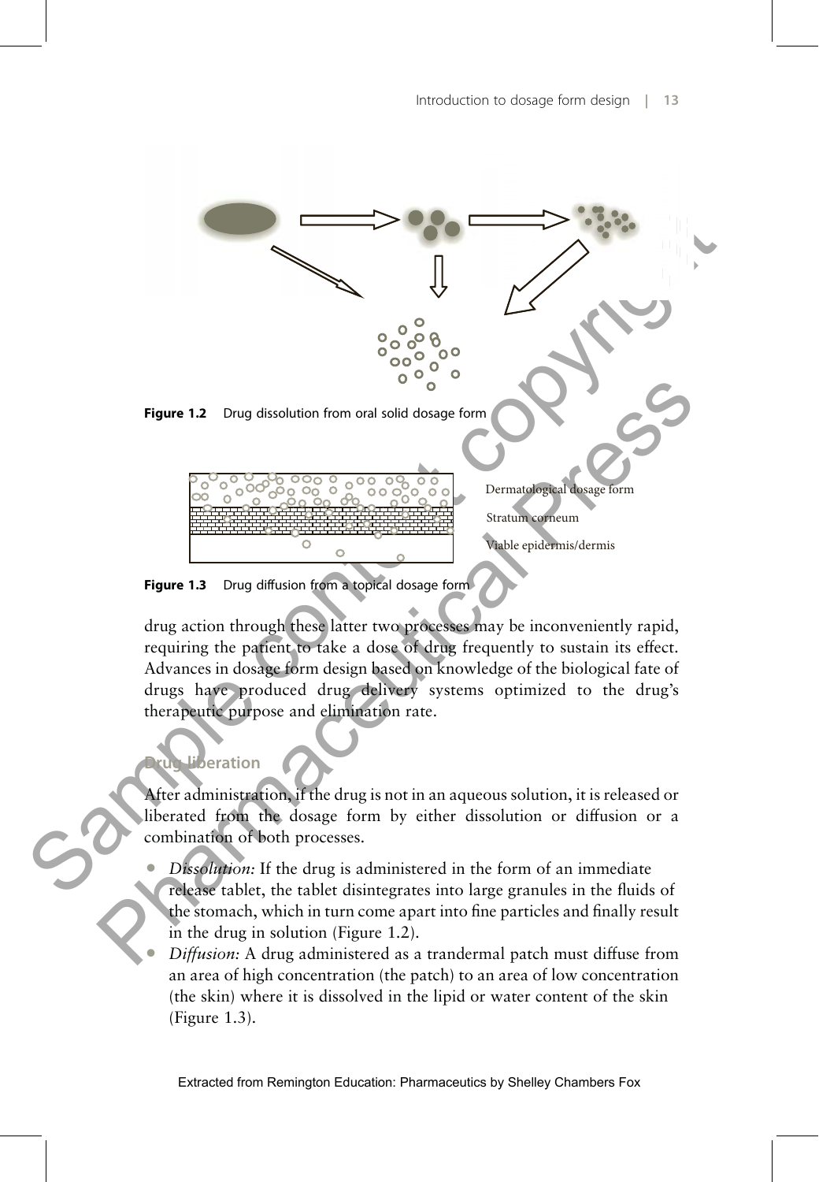Figure 1.2 Drug dissolution from oral solid dosage form

Dermatological dosage form

Stratum corneum

Viable epidermis/dermis

Figure 1.3 Drug diffusion from a topical dosage form

drug action through these latter two processes may be inconveniently rapid, requiring the patient to take a dose of drug frequently to sustain its effect. Advances in dosage form design based on knowledge of the biological fate of drugs have produced drug delivery systems optimized to the drug's therapeutic purpose and elimination rate.

## Drug liberation

After administration, if the drug is not in an aqueous solution, it is released or liberated from the dosage form by either dissolution or diffusion or a combination of both processes.

- *Dissolution:* If the drug is administered in the form of an immediate release tablet, the tablet disintegrates into large granules in the fluids of the stomach, which in turn come apart into fine particles and finally result in the drug in solution (Figure 1.2).
- *Diffusion:* A drug administered as a trandermal patch must diffuse from an area of high concentration (the patch) to an area of low concentration (the skin) where it is dissolved in the lipid or water content of the skin (Figure 1.3).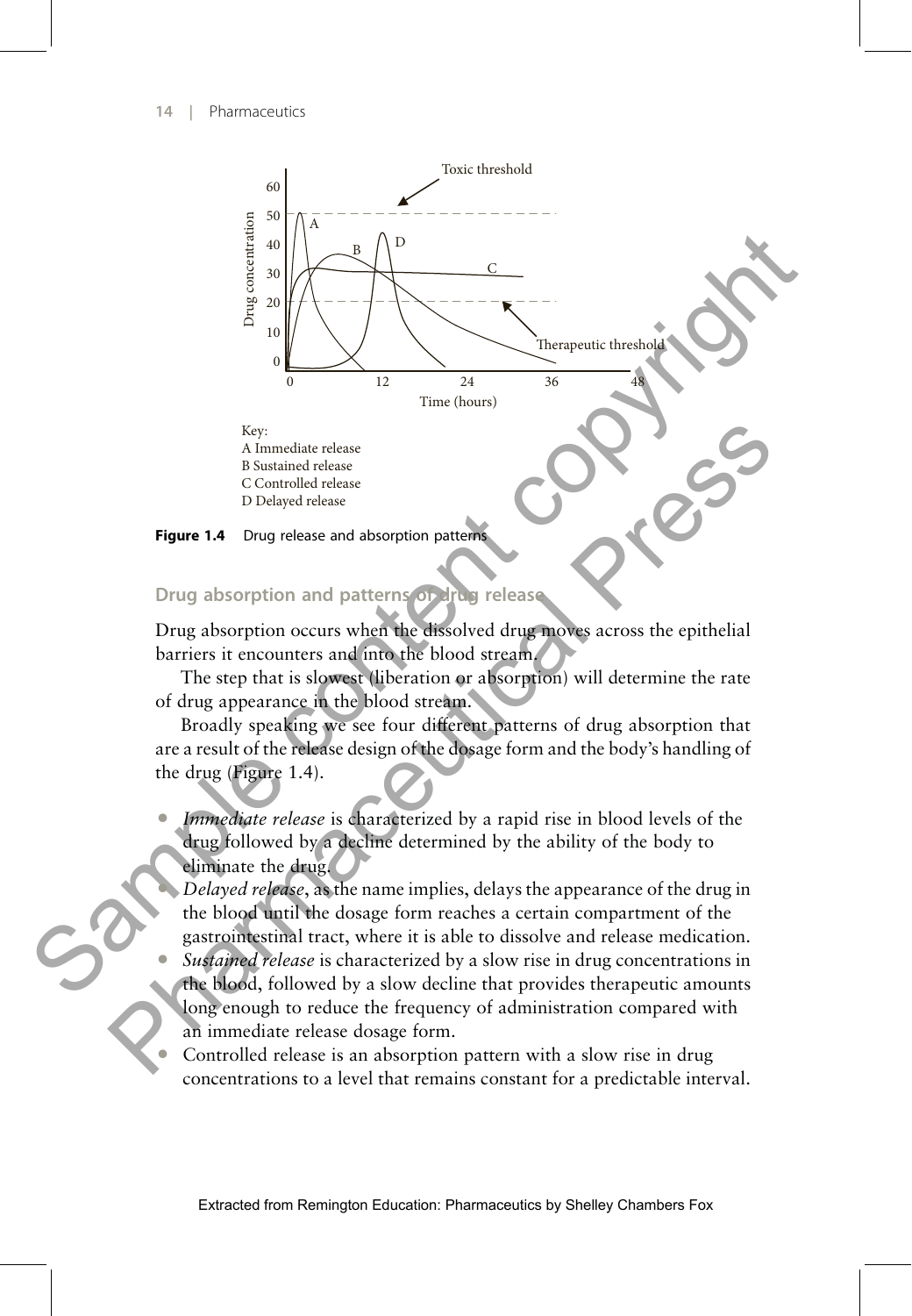Key:
A Immediate release
B Sustained release
C Controlled release
D Delayed release

**Figure 1.4** Drug release and absorption patterns

## Drug absorption and patterns of drug release

Drug absorption occurs when the dissolved drug moves across the epithelial barriers it encounters and into the blood stream.

The step that is slowest (liberation or absorption) will determine the rate of drug appearance in the blood stream.

Broadly speaking we see four different patterns of drug absorption that are a result of the release design of the dosage form and the body's handling of the drug (Figure 1.4).

- *Immediate release* is characterized by a rapid rise in blood levels of the drug followed by a decline determined by the ability of the body to eliminate the drug.
- *Delayed release*, as the name implies, delays the appearance of the drug in the blood until the dosage form reaches a certain compartment of the gastrointestinal tract, where it is able to dissolve and release medication.
- *Sustained release* is characterized by a slow rise in drug concentrations in the blood, followed by a slow decline that provides therapeutic amounts long enough to reduce the frequency of administration compared with an immediate release dosage form.
- Controlled release is an absorption pattern with a slow rise in drug concentrations to a level that remains constant for a predictable interval.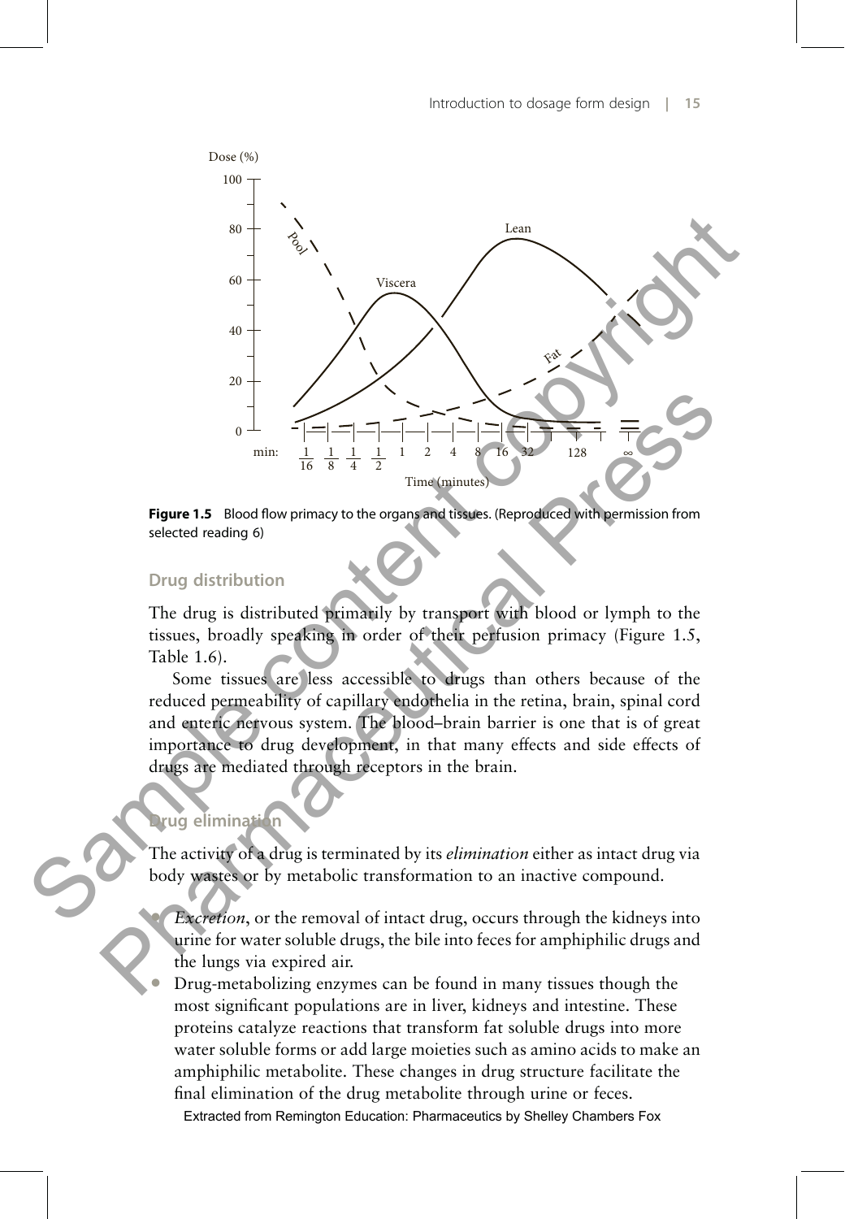**Figure 1.5** Blood flow primacy to the organs and tissues. (Reproduced with permission from selected reading 6)

### Drug distribution

The drug is distributed primarily by transport with blood or lymph to the tissues, broadly speaking in order of their perfusion primacy (Figure 1.5, Table 1.6).

Some tissues are less accessible to drugs than others because of the reduced permeability of capillary endothelia in the retina, brain, spinal cord and enteric nervous system. The blood–brain barrier is one that is of great importance to drug development, in that many effects and side effects of drugs are mediated through receptors in the brain.

### Drug elimination

The activity of a drug is terminated by its *elimination* either as intact drug via body wastes or by metabolic transformation to an inactive compound.

- *Excretion*, or the removal of intact drug, occurs through the kidneys into urine for water soluble drugs, the bile into feces for amphiphilic drugs and the lungs via expired air.
- Drug-metabolizing enzymes can be found in many tissues though the most significant populations are in liver, kidneys and intestine. These proteins catalyze reactions that transform fat soluble drugs into more water soluble forms or add large moieties such as amino acids to make an amphiphilic metabolite. These changes in drug structure facilitate the final elimination of the drug metabolite through urine or feces.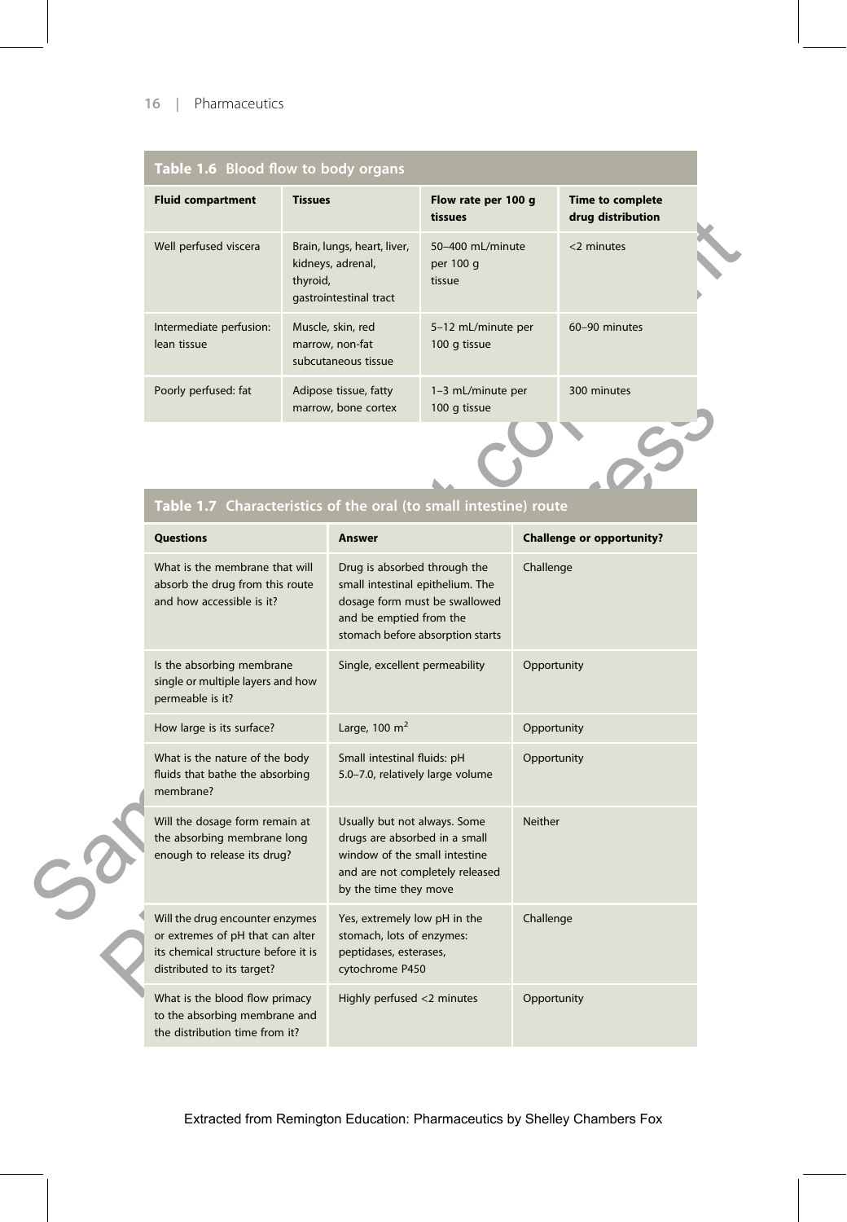**Table 1.6 Blood flow to body organs**

| Fluid compartment | Tissues | Flow rate per 100 g tissues | Time to complete drug distribution |
|---|---|---|---|
| Well perfused viscera | Brain, lungs, heart, liver, kidneys, adrenal, thyroid, gastrointestinal tract | 50–400 mL/minute per 100 g tissue | <2 minutes |
| Intermediate perfusion: lean tissue | Muscle, skin, red marrow, non-fat subcutaneous tissue | 5–12 mL/minute per 100 g tissue | 60–90 minutes |
| Poorly perfused: fat | Adipose tissue, fatty marrow, bone cortex | 1–3 mL/minute per 100 g tissue | 300 minutes |

**Table 1.7 Characteristics of the oral (to small intestine) route**

| Questions | Answer | Challenge or opportunity? |
|---|---|---|
| What is the membrane that will absorb the drug from this route and how accessible is it? | Drug is absorbed through the small intestinal epithelium. The dosage form must be swallowed and be emptied from the stomach before absorption starts | Challenge |
| Is the absorbing membrane single or multiple layers and how permeable is it? | Single, excellent permeability | Opportunity |
| How large is its surface? | Large, 100 $m^2$ | Opportunity |
| What is the nature of the body fluids that bathe the absorbing membrane? | Small intestinal fluids: pH 5.0–7.0, relatively large volume | Opportunity |
| Will the dosage form remain at the absorbing membrane long enough to release its drug? | Usually but not always. Some drugs are absorbed in a small window of the small intestine and are not completely released by the time they move | Neither |
| Will the drug encounter enzymes or extremes of pH that can alter its chemical structure before it is distributed to its target? | Yes, extremely low pH in the stomach, lots of enzymes: peptidases, esterases, cytochrome P450 | Challenge |
| What is the blood flow primacy to the absorbing membrane and the distribution time from it? | Highly perfused <2 minutes | Opportunity |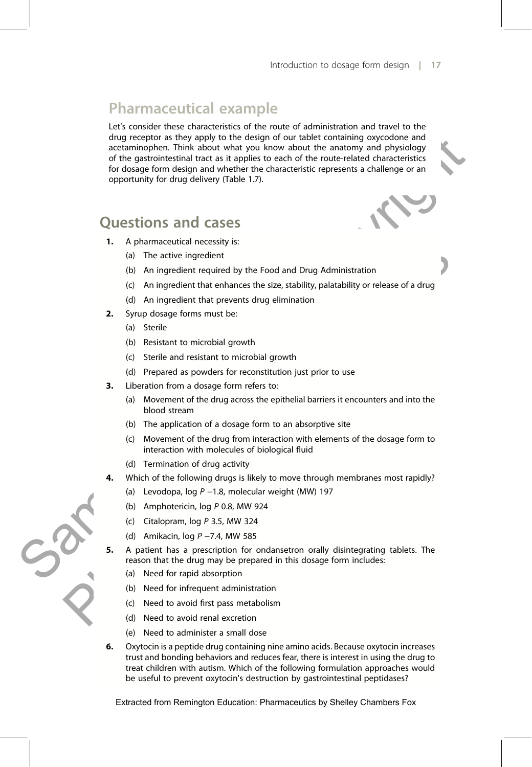## Pharmaceutical example

Let's consider these characteristics of the route of administration and travel to the drug receptor as they apply to the design of our tablet containing oxycodone and acetaminophen. Think about what you know about the anatomy and physiology of the gastrointestinal tract as it applies to each of the route-related characteristics for dosage form design and whether the characteristic represents a challenge or an opportunity for drug delivery (Table 1.7).

## Questions and cases

1. A pharmaceutical necessity is:
   (a) The active ingredient
   (b) An ingredient required by the Food and Drug Administration
   (c) An ingredient that enhances the size, stability, palatability or release of a drug
   (d) An ingredient that prevents drug elimination
2. Syrup dosage forms must be:
   (a) Sterile
   (b) Resistant to microbial growth
   (c) Sterile and resistant to microbial growth
   (d) Prepared as powders for reconstitution just prior to use
3. Liberation from a dosage form refers to:
   (a) Movement of the drug across the epithelial barriers it encounters and into the blood stream
   (b) The application of a dosage form to an absorptive site
   (c) Movement of the drug from interaction with elements of the dosage form to interaction with molecules of biological fluid
   (d) Termination of drug activity
4. Which of the following drugs is likely to move through membranes most rapidly?
   (a) Levodopa, log $P$ −1.8, molecular weight (MW) 197
   (b) Amphotericin, log $P$ 0.8, MW 924
   (c) Citalopram, log $P$ 3.5, MW 324
   (d) Amikacin, log $P$ −7.4, MW 585
5. A patient has a prescription for ondansetron orally disintegrating tablets. The reason that the drug may be prepared in this dosage form includes:
   (a) Need for rapid absorption
   (b) Need for infrequent administration
   (c) Need to avoid first pass metabolism
   (d) Need to avoid renal excretion
   (e) Need to administer a small dose
6. Oxytocin is a peptide drug containing nine amino acids. Because oxytocin increases trust and bonding behaviors and reduces fear, there is interest in using the drug to treat children with autism. Which of the following formulation approaches would be useful to prevent oxytocin's destruction by gastrointestinal peptidases?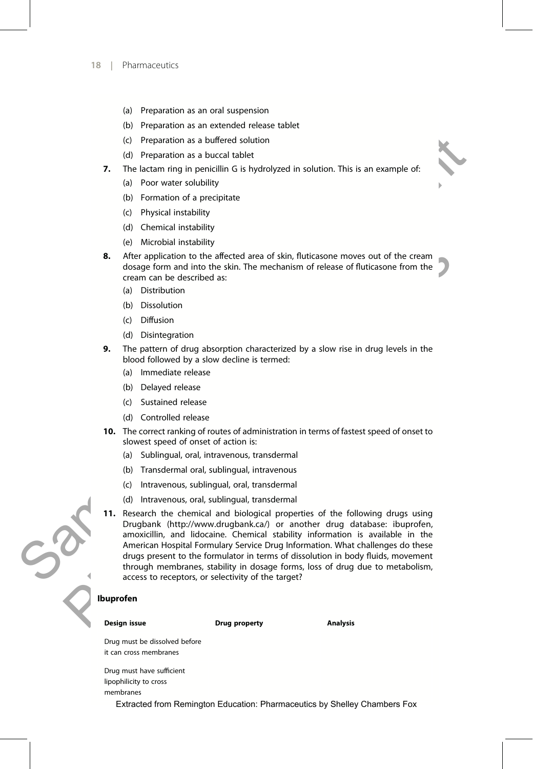(a) Preparation as an oral suspension
(b) Preparation as an extended release tablet
(c) Preparation as a buffered solution
(d) Preparation as a buccal tablet

**7.** The lactam ring in penicillin G is hydrolyzed in solution. This is an example of:
(a) Poor water solubility
(b) Formation of a precipitate
(c) Physical instability
(d) Chemical instability
(e) Microbial instability

**8.** After application to the affected area of skin, fluticasone moves out of the cream dosage form and into the skin. The mechanism of release of fluticasone from the cream can be described as:
(a) Distribution
(b) Dissolution
(c) Diffusion
(d) Disintegration

**9.** The pattern of drug absorption characterized by a slow rise in drug levels in the blood followed by a slow decline is termed:
(a) Immediate release
(b) Delayed release
(c) Sustained release
(d) Controlled release

**10.** The correct ranking of routes of administration in terms of fastest speed of onset to slowest speed of onset of action is:
(a) Sublingual, oral, intravenous, transdermal
(b) Transdermal oral, sublingual, intravenous
(c) Intravenous, sublingual, oral, transdermal
(d) Intravenous, oral, sublingual, transdermal

**11.** Research the chemical and biological properties of the following drugs using Drugbank (http://www.drugbank.ca/) or another drug database: ibuprofen, amoxicillin, and lidocaine. Chemical stability information is available in the American Hospital Formulary Service Drug Information. What challenges do these drugs present to the formulator in terms of dissolution in body fluids, movement through membranes, stability in dosage forms, loss of drug due to metabolism, access to receptors, or selectivity of the target?

**Ibuprofen**

| Design issue | Drug property | Analysis |
| --- | --- | --- |
| Drug must be dissolved before it can cross membranes | | |
| Drug must have sufficient lipophilicity to cross membranes | | |

Extracted from Remington Education: Pharmaceutics by Shelley Chambers Fox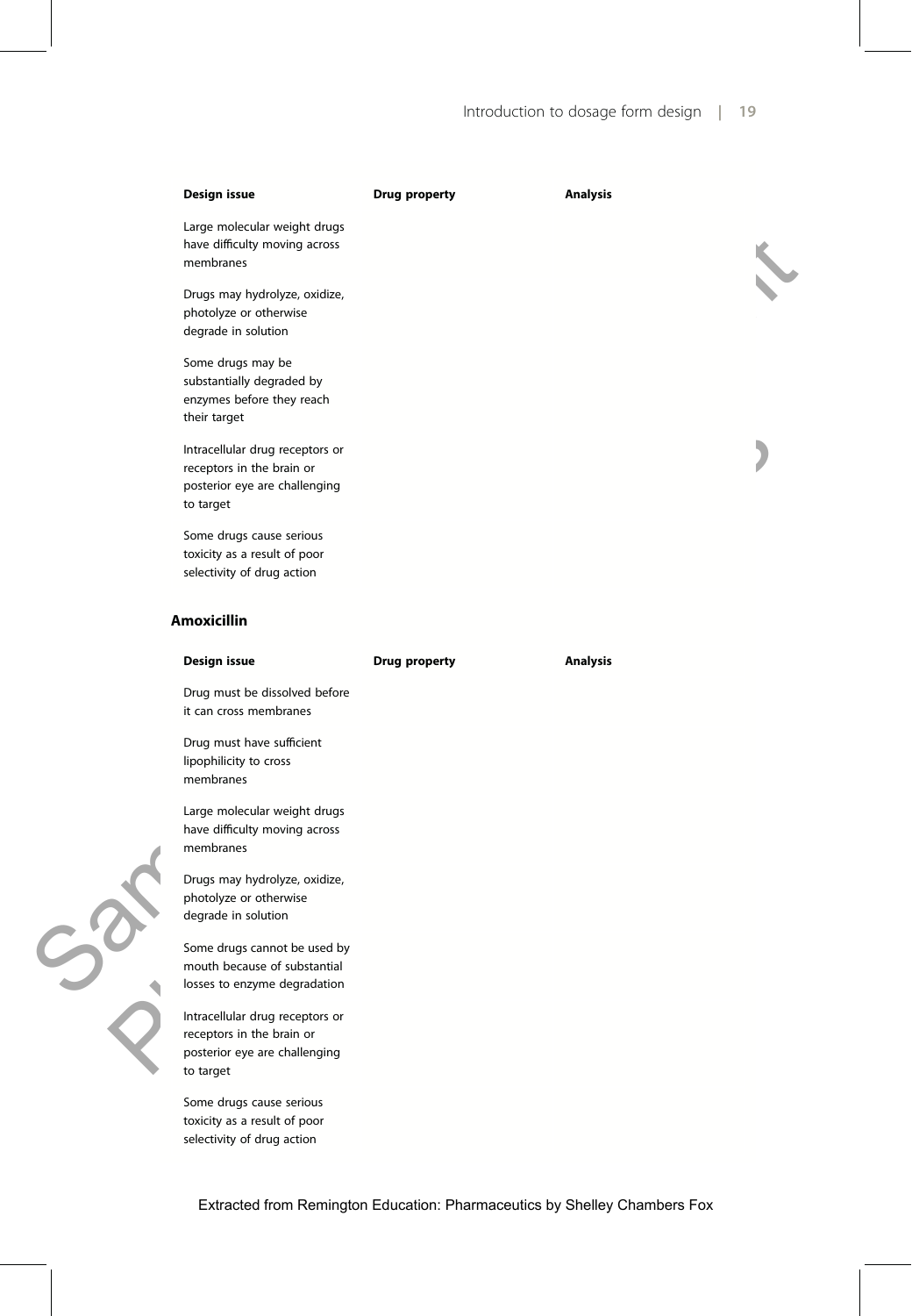| Design issue | Drug property | Analysis |
| --- | --- | --- |
| Large molecular weight drugs have difficulty moving across membranes | | |
| Drugs may hydrolyze, oxidize, photolyze or otherwise degrade in solution | | |
| Some drugs may be substantially degraded by enzymes before they reach their target | | |
| Intracellular drug receptors or receptors in the brain or posterior eye are challenging to target | | |
| Some drugs cause serious toxicity as a result of poor selectivity of drug action | | |

## Amoxicillin

| Design issue | Drug property | Analysis |
| --- | --- | --- |
| Drug must be dissolved before it can cross membranes | | |
| Drug must have sufficient lipophilicity to cross membranes | | |
| Large molecular weight drugs have difficulty moving across membranes | | |
| Drugs may hydrolyze, oxidize, photolyze or otherwise degrade in solution | | |
| Some drugs cannot be used by mouth because of substantial losses to enzyme degradation | | |
| Intracellular drug receptors or receptors in the brain or posterior eye are challenging to target | | |
| Some drugs cause serious toxicity as a result of poor selectivity of drug action | | |

Extracted from Remington Education: Pharmaceutics by Shelley Chambers Fox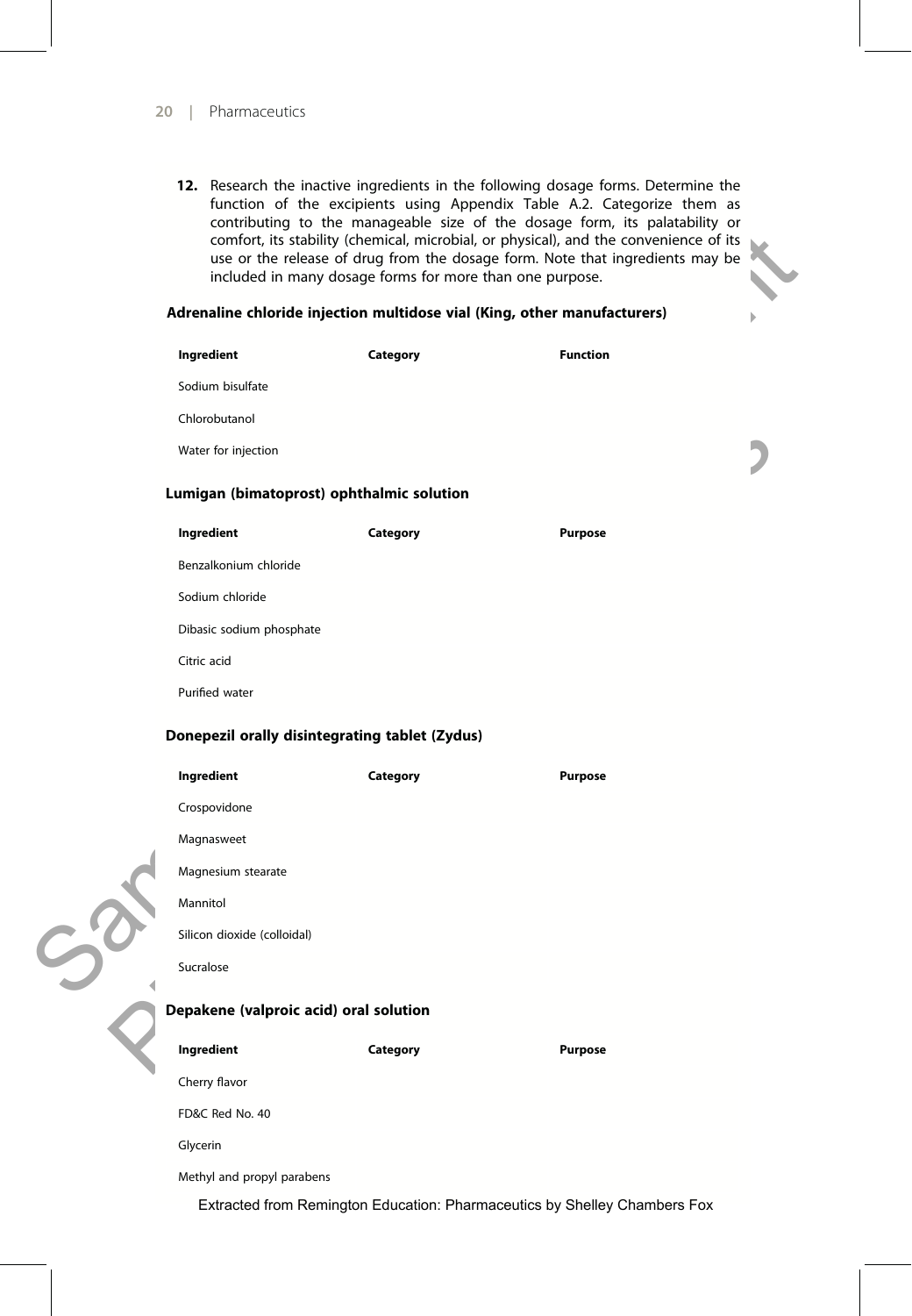12. Research the inactive ingredients in the following dosage forms. Determine the function of the excipients using Appendix Table A.2. Categorize them as contributing to the manageable size of the dosage form, its palatability or comfort, its stability (chemical, microbial, or physical), and the convenience of its use or the release of drug from the dosage form. Note that ingredients may be included in many dosage forms for more than one purpose.

**Adrenaline chloride injection multidose vial (King, other manufacturers)**

| Ingredient | Category | Function |
|---|---|---|
| Sodium bisulfate | | |
| Chlorobutanol | | |
| Water for injection | | |

**Lumigan (bimatoprost) ophthalmic solution**

| Ingredient | Category | Purpose |
|---|---|---|
| Benzalkonium chloride | | |
| Sodium chloride | | |
| Dibasic sodium phosphate | | |
| Citric acid | | |
| Purified water | | |

**Donepezil orally disintegrating tablet (Zydus)**

| Ingredient | Category | Purpose |
|---|---|---|
| Crospovidone | | |
| Magnasweet | | |
| Magnesium stearate | | |
| Mannitol | | |
| Silicon dioxide (colloidal) | | |
| Sucralose | | |

**Depakene (valproic acid) oral solution**

| Ingredient | Category | Purpose |
|---|---|---|
| Cherry flavor | | |
| FD&C Red No. 40 | | |
| Glycerin | | |
| Methyl and propyl parabens | | |

Extracted from Remington Education: Pharmaceutics by Shelley Chambers Fox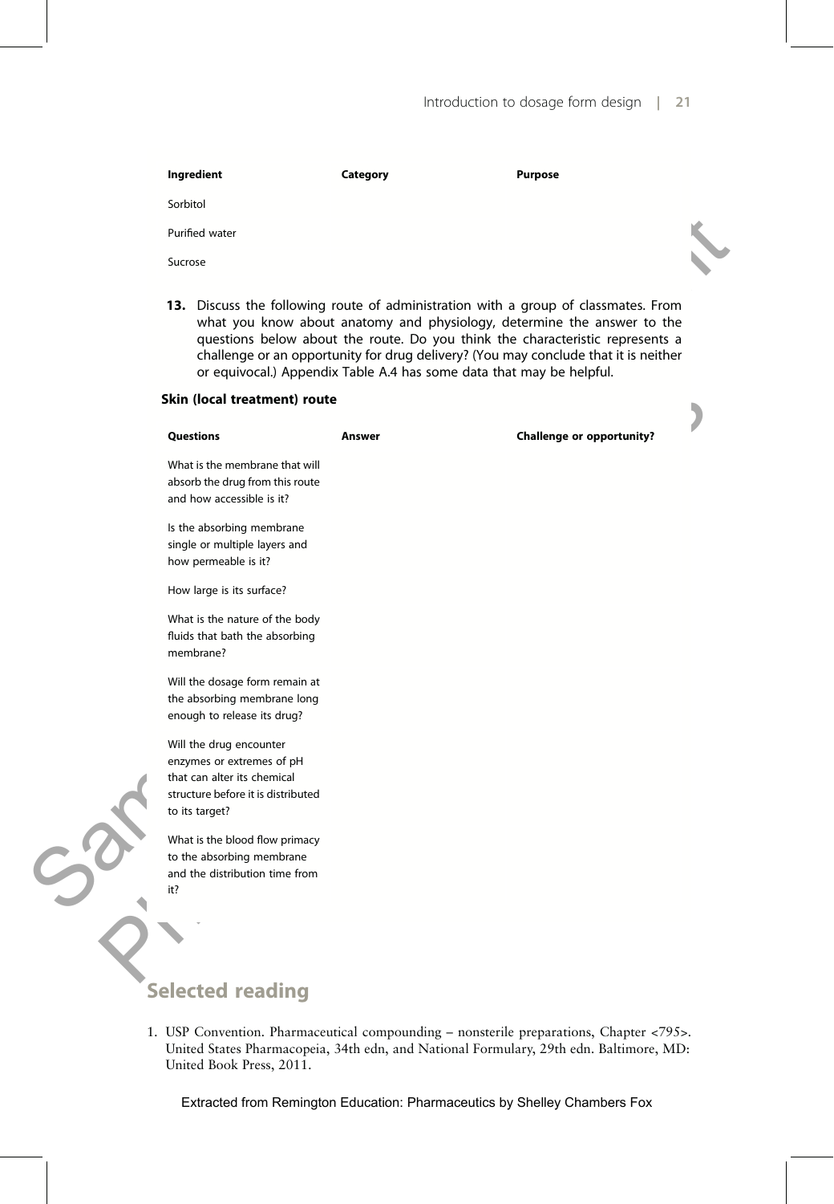| Ingredient | Category | Purpose |
| --- | --- | --- |
| Sorbitol | | |
| Purified water | | |
| Sucrose | | |

**13.** Discuss the following route of administration with a group of classmates. From what you know about anatomy and physiology, determine the answer to the questions below about the route. Do you think the characteristic represents a challenge or an opportunity for drug delivery? (You may conclude that it is neither or equivocal.) Appendix Table A.4 has some data that may be helpful.

**Skin (local treatment) route**

| Questions | Answer | Challenge or opportunity? |
| --- | --- | --- |
| What is the membrane that will absorb the drug from this route and how accessible is it? | | |
| Is the absorbing membrane single or multiple layers and how permeable is it? | | |
| How large is its surface? | | |
| What is the nature of the body fluids that bath the absorbing membrane? | | |
| Will the dosage form remain at the absorbing membrane long enough to release its drug? | | |
| Will the drug encounter enzymes or extremes of pH that can alter its chemical structure before it is distributed to its target? | | |
| What is the blood flow primacy to the absorbing membrane and the distribution time from it? | | |

## Selected reading

1. USP Convention. Pharmaceutical compounding – nonsterile preparations, Chapter <795>. United States Pharmacopeia, 34th edn, and National Formulary, 29th edn. Baltimore, MD: United Book Press, 2011.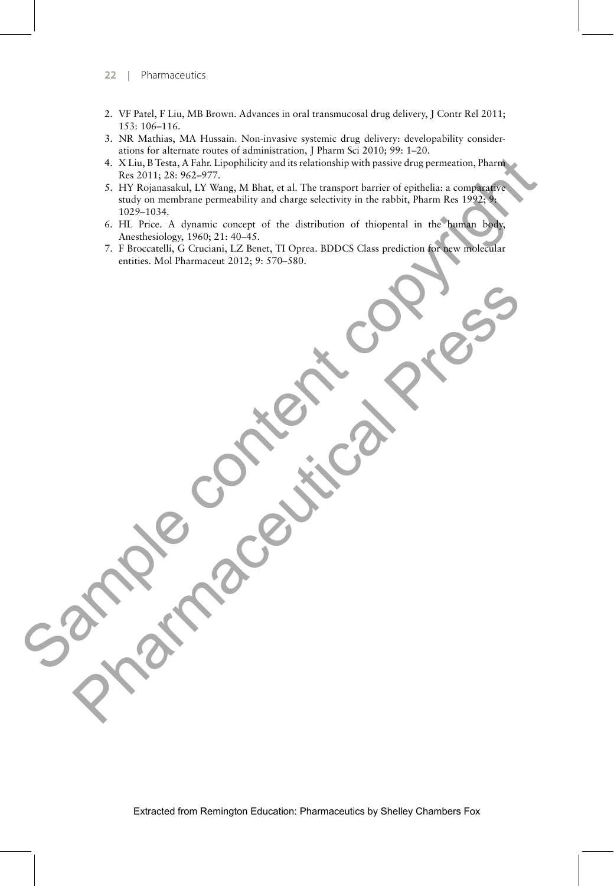2. VF Patel, F Liu, MB Brown. Advances in oral transmucosal drug delivery, J Contr Rel 2011; 153: 106–116.
3. NR Mathias, MA Hussain. Non-invasive systemic drug delivery: developability considerations for alternate routes of administration, J Pharm Sci 2010; 99: 1–20.
4. X Liu, B Testa, A Fahr. Lipophilicity and its relationship with passive drug permeation, Pharm Res 2011; 28: 962–977.
5. HY Rojanasakul, LY Wang, M Bhat, et al. The transport barrier of epithelia: a comparative study on membrane permeability and charge selectivity in the rabbit, Pharm Res 1992; 9: 1029–1034.
6. HL Price. A dynamic concept of the distribution of thiopental in the human body, Anesthesiology, 1960; 21: 40–45.
7. F Broccatelli, G Cruciani, LZ Benet, TI Oprea. BDDCS Class prediction for new molecular entities. Mol Pharmaceut 2012; 9: 570–580.

Extracted from Remington Education: Pharmaceutics by Shelley Chambers Fox